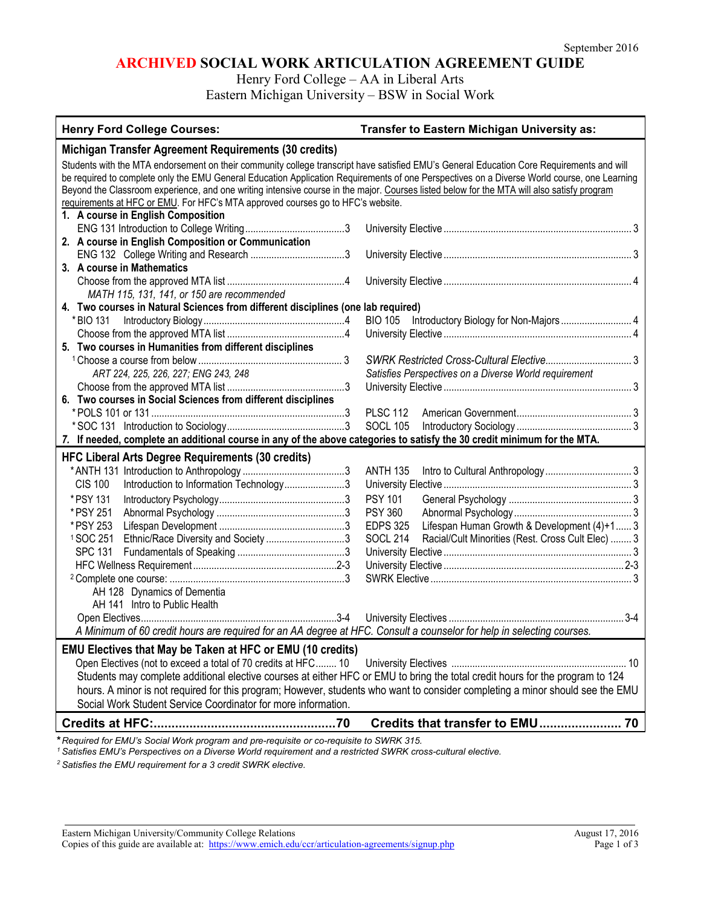September 2016

# ARCHIVED SOCIAL WORK ARTICULATION AGREEMENT GUIDE

Henry Ford College – AA in Liberal Arts
Eastern Michigan University – BSW in Social Work

| Henry Ford College Courses: | | Transfer to Eastern Michigan University as: | |
|---|---|---|---|
| **Michigan Transfer Agreement Requirements (30 credits)** | | | |
| Students with the MTA endorsement on their community college transcript have satisfied EMU's General Education Core Requirements and will be required to complete only the EMU General Education Application Requirements of one Perspectives on a Diverse World course, one Learning Beyond the Classroom experience, and one writing intensive course in the major. Courses listed below for the MTA will also satisfy program requirements at HFC or EMU. For HFC's MTA approved courses go to HFC's website. | | | |
| **1. A course in English Composition** | | | |
| ENG 131 Introduction to College Writing | 3 | University Elective | 3 |
| **2. A course in English Composition or Communication** | | | |
| ENG 132 College Writing and Research | 3 | University Elective | 3 |
| **3. A course in Mathematics** | | | |
| Choose from the approved MTA list | 4 | University Elective | 4 |
| *MATH 115, 131, 141, or 150 are recommended* | | | |
| **4. Two courses in Natural Sciences from different disciplines (one lab required)** | | | |
| *BIO 131 Introductory Biology | 4 | BIO 105 Introductory Biology for Non-Majors | 4 |
| Choose from the approved MTA list | 4 | University Elective | 4 |
| **5. Two courses in Humanities from different disciplines** | | | |
| [1] Choose a course from below | 3 | *SWRK Restricted Cross-Cultural Elective* | 3 |
| *ART 224, 225, 226, 227; ENG 243, 248* | | *Satisfies Perspectives on a Diverse World requirement* | |
| Choose from the approved MTA list | 3 | University Elective | 3 |
| **6. Two courses in Social Sciences from different disciplines** | | | |
| *POLS 101 or 131 | 3 | PLSC 112 American Government | 3 |
| *SOC 131 Introduction to Sociology | 3 | SOCL 105 Introductory Sociology | 3 |
| ***7. If needed, complete an additional course in any of the above categories to satisfy the 30 credit minimum for the MTA.*** | | | |
| **HFC Liberal Arts Degree Requirements (30 credits)** | | | |
| *ANTH 131 Introduction to Anthropology | 3 | ANTH 135 Intro to Cultural Anthropology | 3 |
| CIS 100 Introduction to Information Technology | 3 | University Elective | 3 |
| *PSY 131 Introductory Psychology | 3 | PSY 101 General Psychology | 3 |
| *PSY 251 Abnormal Psychology | 3 | PSY 360 Abnormal Psychology | 3 |
| *PSY 253 Lifespan Development | 3 | EDPS 325 Lifespan Human Growth & Development (4)+1 | 3 |
| [1] SOC 251 Ethnic/Race Diversity and Society | 3 | SOCL 214 Racial/Cult Minorities (Rest. Cross Cult Elec) | 3 |
| SPC 131 Fundamentals of Speaking | 3 | University Elective | 3 |
| HFC Wellness Requirement | 2-3 | University Elective | 2-3 |
| [2] Complete one course: | 3 | SWRK Elective | 3 |
| AH 128 Dynamics of Dementia | | | |
| AH 141 Intro to Public Health | | | |
| Open Electives | 3-4 | University Electives | 3-4 |
| *A Minimum of 60 credit hours are required for an AA degree at HFC. Consult a counselor for help in selecting courses.* | | | |
| **EMU Electives that May be Taken at HFC or EMU (10 credits)** | | | |
| Open Electives (not to exceed a total of 70 credits at HFC | 10 | University Electives | 10 |
| Students may complete additional elective courses at either HFC or EMU to bring the total credit hours for the program to 124 hours. A minor is not required for this program; However, students who want to consider completing a minor should see the EMU Social Work Student Service Coordinator for more information. | | | |
| **Credits at HFC:** | **70** | **Credits that transfer to EMU** | **70** |

\* *Required for EMU's Social Work program and pre-requisite or co-requisite to SWRK 315.*

[1] *Satisfies EMU's Perspectives on a Diverse World requirement and a restricted SWRK cross-cultural elective.*

[2] *Satisfies the EMU requirement for a 3 credit SWRK elective.*

Eastern Michigan University/Community College Relations
Copies of this guide are available at: https://www.emich.edu/ccr/articulation-agreements/signup.php

August 17, 2016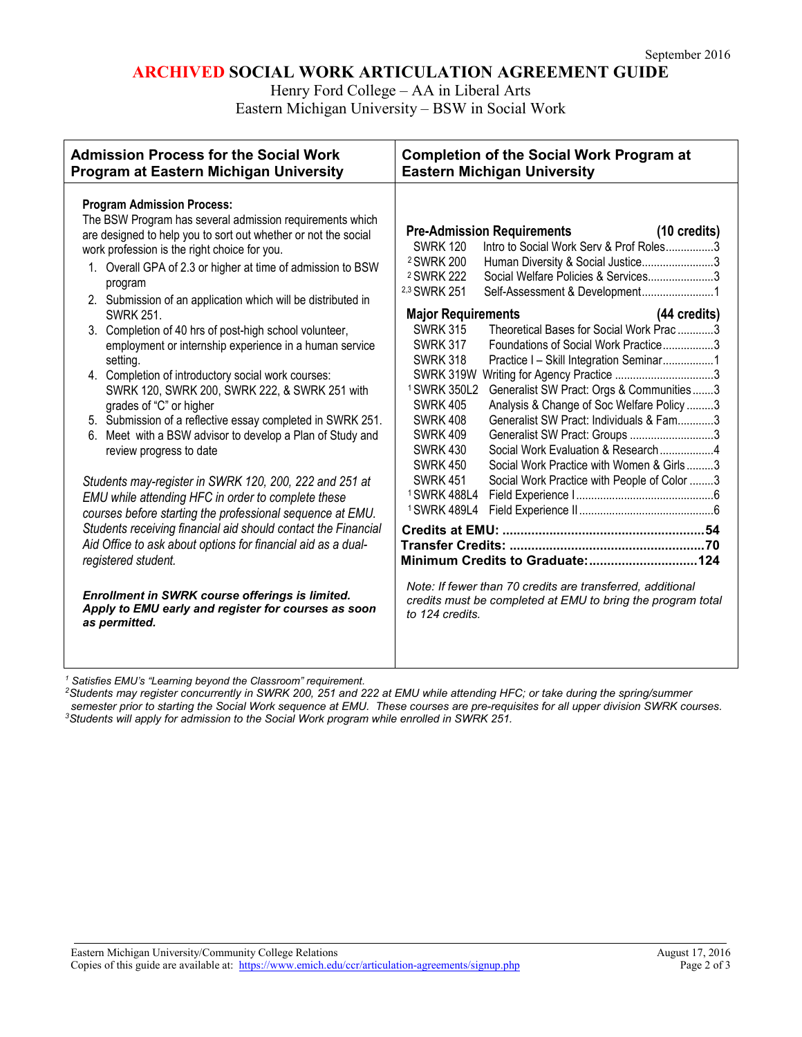September 2016

# ARCHIVED SOCIAL WORK ARTICULATION AGREEMENT GUIDE

Henry Ford College – AA in Liberal Arts
Eastern Michigan University – BSW in Social Work

## Admission Process for the Social Work Program at Eastern Michigan University

**Program Admission Process:**
The BSW Program has several admission requirements which are designed to help you to sort out whether or not the social work profession is the right choice for you.

1. Overall GPA of 2.3 or higher at time of admission to BSW program
2. Submission of an application which will be distributed in SWRK 251.
3. Completion of 40 hrs of post-high school volunteer, employment or internship experience in a human service setting.
4. Completion of introductory social work courses: SWRK 120, SWRK 200, SWRK 222, & SWRK 251 with grades of "C" or higher
5. Submission of a reflective essay completed in SWRK 251.
6. Meet with a BSW advisor to develop a Plan of Study and review progress to date

*Students may-register in SWRK 120, 200, 222 and 251 at EMU while attending HFC in order to complete these courses before starting the professional sequence at EMU. Students receiving financial aid should contact the Financial Aid Office to ask about options for financial aid as a dual-registered student.*

***Enrollment in SWRK course offerings is limited. Apply to EMU early and register for courses as soon as permitted.***

## Completion of the Social Work Program at Eastern Michigan University

**Pre-Admission Requirements (10 credits)**

| Course | Title | Credits |
|---|---|---|
| SWRK 120 | Intro to Social Work Serv & Prof Roles | 3 |
| [2] SWRK 200 | Human Diversity & Social Justice | 3 |
| [2] SWRK 222 | Social Welfare Policies & Services | 3 |
| [2,3] SWRK 251 | Self-Assessment & Development | 1 |

**Major Requirements (44 credits)**

| Course | Title | Credits |
|---|---|---|
| SWRK 315 | Theoretical Bases for Social Work Prac | 3 |
| SWRK 317 | Foundations of Social Work Practice | 3 |
| SWRK 318 | Practice I – Skill Integration Seminar | 1 |
| SWRK 319W | Writing for Agency Practice | 3 |
| [1] SWRK 350L2 | Generalist SW Pract: Orgs & Communities | 3 |
| SWRK 405 | Analysis & Change of Soc Welfare Policy | 3 |
| SWRK 408 | Generalist SW Pract: Individuals & Fam | 3 |
| SWRK 409 | Generalist SW Pract: Groups | 3 |
| SWRK 430 | Social Work Evaluation & Research | 4 |
| SWRK 450 | Social Work Practice with Women & Girls | 3 |
| SWRK 451 | Social Work Practice with People of Color | 3 |
| [1] SWRK 488L4 | Field Experience I | 6 |
| [1] SWRK 489L4 | Field Experience II | 6 |

**Credits at EMU: 54**
**Transfer Credits: 70**
**Minimum Credits to Graduate: 124**

*Note: If fewer than 70 credits are transferred, additional credits must be completed at EMU to bring the program total to 124 credits.*

[1] *Satisfies EMU's "Learning beyond the Classroom" requirement.*
[2] *Students may register concurrently in SWRK 200, 251 and 222 at EMU while attending HFC; or take during the spring/summer semester prior to starting the Social Work sequence at EMU. These courses are pre-requisites for all upper division SWRK courses.*
[3] *Students will apply for admission to the Social Work program while enrolled in SWRK 251.*

Eastern Michigan University/Community College Relations
Copies of this guide are available at: https://www.emich.edu/ccr/articulation-agreements/signup.php
August 17, 2016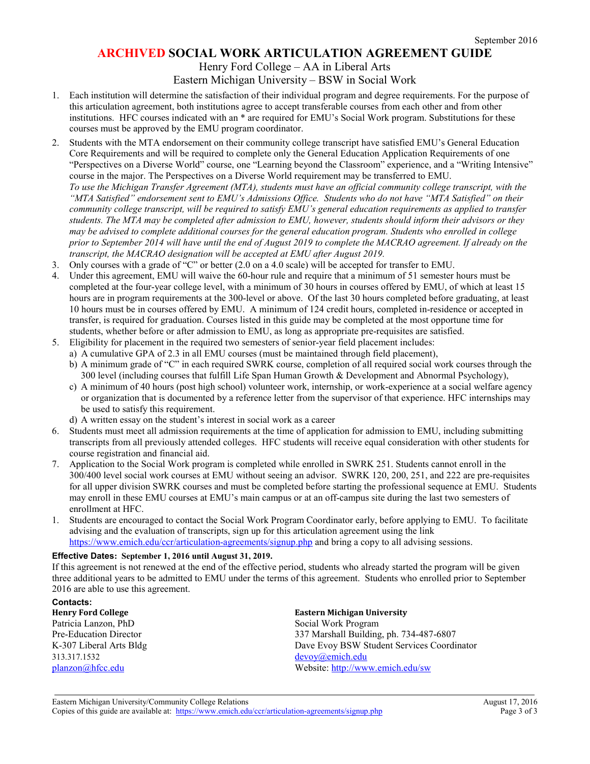September 2016

# ARCHIVED SOCIAL WORK ARTICULATION AGREEMENT GUIDE

Henry Ford College – AA in Liberal Arts

Eastern Michigan University – BSW in Social Work

1. Each institution will determine the satisfaction of their individual program and degree requirements. For the purpose of this articulation agreement, both institutions agree to accept transferable courses from each other and from other institutions. HFC courses indicated with an * are required for EMU's Social Work program. Substitutions for these courses must be approved by the EMU program coordinator.
2. Students with the MTA endorsement on their community college transcript have satisfied EMU's General Education Core Requirements and will be required to complete only the General Education Application Requirements of one "Perspectives on a Diverse World" course, one "Learning beyond the Classroom" experience, and a "Writing Intensive" course in the major. The Perspectives on a Diverse World requirement may be transferred to EMU.
   *To use the Michigan Transfer Agreement (MTA), students must have an official community college transcript, with the "MTA Satisfied" endorsement sent to EMU's Admissions Office. Students who do not have "MTA Satisfied" on their community college transcript, will be required to satisfy EMU's general education requirements as applied to transfer students. The MTA may be completed after admission to EMU, however, students should inform their advisors or they may be advised to complete additional courses for the general education program. Students who enrolled in college prior to September 2014 will have until the end of August 2019 to complete the MACRAO agreement. If already on the transcript, the MACRAO designation will be accepted at EMU after August 2019.*
3. Only courses with a grade of "C" or better (2.0 on a 4.0 scale) will be accepted for transfer to EMU.
4. Under this agreement, EMU will waive the 60-hour rule and require that a minimum of 51 semester hours must be completed at the four-year college level, with a minimum of 30 hours in courses offered by EMU, of which at least 15 hours are in program requirements at the 300-level or above. Of the last 30 hours completed before graduating, at least 10 hours must be in courses offered by EMU. A minimum of 124 credit hours, completed in-residence or accepted in transfer, is required for graduation. Courses listed in this guide may be completed at the most opportune time for students, whether before or after admission to EMU, as long as appropriate pre-requisites are satisfied.
5. Eligibility for placement in the required two semesters of senior-year field placement includes:
   a) A cumulative GPA of 2.3 in all EMU courses (must be maintained through field placement),
   b) A minimum grade of "C" in each required SWRK course, completion of all required social work courses through the 300 level (including courses that fulfill Life Span Human Growth & Development and Abnormal Psychology),
   c) A minimum of 40 hours (post high school) volunteer work, internship, or work-experience at a social welfare agency or organization that is documented by a reference letter from the supervisor of that experience. HFC internships may be used to satisfy this requirement.
   d) A written essay on the student's interest in social work as a career
6. Students must meet all admission requirements at the time of application for admission to EMU, including submitting transcripts from all previously attended colleges. HFC students will receive equal consideration with other students for course registration and financial aid.
7. Application to the Social Work program is completed while enrolled in SWRK 251. Students cannot enroll in the 300/400 level social work courses at EMU without seeing an advisor. SWRK 120, 200, 251, and 222 are pre-requisites for all upper division SWRK courses and must be completed before starting the professional sequence at EMU. Students may enroll in these EMU courses at EMU's main campus or at an off-campus site during the last two semesters of enrollment at HFC.

1. Students are encouraged to contact the Social Work Program Coordinator early, before applying to EMU. To facilitate advising and the evaluation of transcripts, sign up for this articulation agreement using the link https://www.emich.edu/ccr/articulation-agreements/signup.php and bring a copy to all advising sessions.

**Effective Dates: September 1, 2016 until August 31, 2019.**

If this agreement is not renewed at the end of the effective period, students who already started the program will be given three additional years to be admitted to EMU under the terms of this agreement. Students who enrolled prior to September 2016 are able to use this agreement.

**Contacts:**

**Henry Ford College**
Patricia Lanzon, PhD
Pre-Education Director
K-307 Liberal Arts Bldg
313.317.1532
planzon@hfcc.edu

**Eastern Michigan University**
Social Work Program
337 Marshall Building, ph. 734-487-6807
Dave Evoy BSW Student Services Coordinator
devoy@emich.edu
Website: http://www.emich.edu/sw

Eastern Michigan University/Community College Relations
Copies of this guide are available at: https://www.emich.edu/ccr/articulation-agreements/signup.php

August 17, 2016